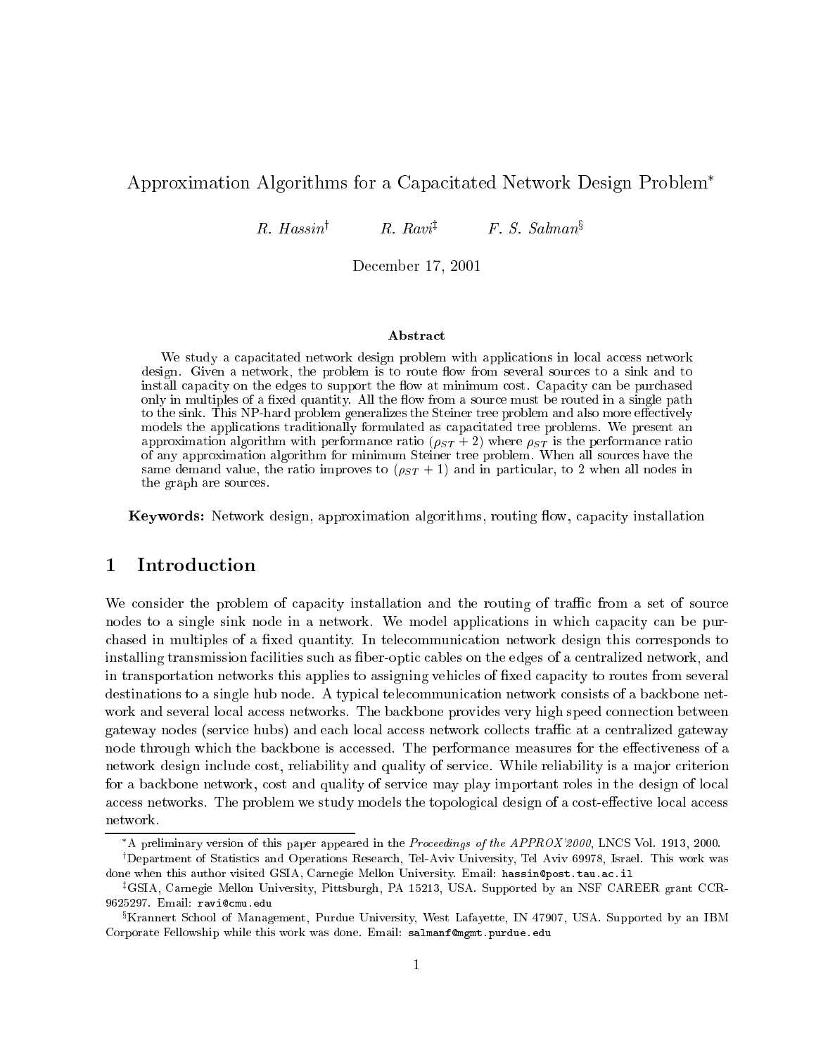# Approximation Algorithms for a Capacitated Network Design Problem*

R. Hassin[†] R. Ravi[‡] F. S. Salman[§]

December 17, 2001

## Abstract

We study a capacitated network design problem with applications in local access network design. Given a network, the problem is to route flow from several sources to a sink and to install capacity on the edges to support the flow at minimum cost. Capacity can be purchased only in multiples of a fixed quantity. All the flow from a source must be routed in a single path to the sink. This NP-hard problem generalizes the Steiner tree problem and also more effectively models the applications traditionally formulated as capacitated tree problems. We present an approximation algorithm with performance ratio $(\rho_{ST} + 2)$ where $\rho_{ST}$ is the performance ratio of any approximation algorithm for minimum Steiner tree problem. When all sources have the same demand value, the ratio improves to $(\rho_{ST} + 1)$ and in particular, to 2 when all nodes in the graph are sources.

**Keywords:** Network design, approximation algorithms, routing flow, capacity installation

## 1 Introduction

We consider the problem of capacity installation and the routing of traffic from a set of source nodes to a single sink node in a network. We model applications in which capacity can be purchased in multiples of a fixed quantity. In telecommunication network design this corresponds to installing transmission facilities such as fiber-optic cables on the edges of a centralized network, and in transportation networks this applies to assigning vehicles of fixed capacity to routes from several destinations to a single hub node. A typical telecommunication network consists of a backbone network and several local access networks. The backbone provides very high speed connection between gateway nodes (service hubs) and each local access network collects traffic at a centralized gateway node through which the backbone is accessed. The performance measures for the effectiveness of a network design include cost, reliability and quality of service. While reliability is a major criterion for a backbone network, cost and quality of service may play important roles in the design of local access networks. The problem we study models the topological design of a cost-effective local access network.

---

*A preliminary version of this paper appeared in the *Proceedings of the APPROX'2000*, LNCS Vol. 1913, 2000.

†Department of Statistics and Operations Research, Tel-Aviv University, Tel Aviv 69978, Israel. This work was done when this author visited GSIA, Carnegie Mellon University. Email: hassin@post.tau.ac.il

‡GSIA, Carnegie Mellon University, Pittsburgh, PA 15213, USA. Supported by an NSF CAREER grant CCR-9625297. Email: ravi@cmu.edu

§Krannert School of Management, Purdue University, West Lafayette, IN 47907, USA. Supported by an IBM Corporate Fellowship while this work was done. Email: salmanf@mgmt.purdue.edu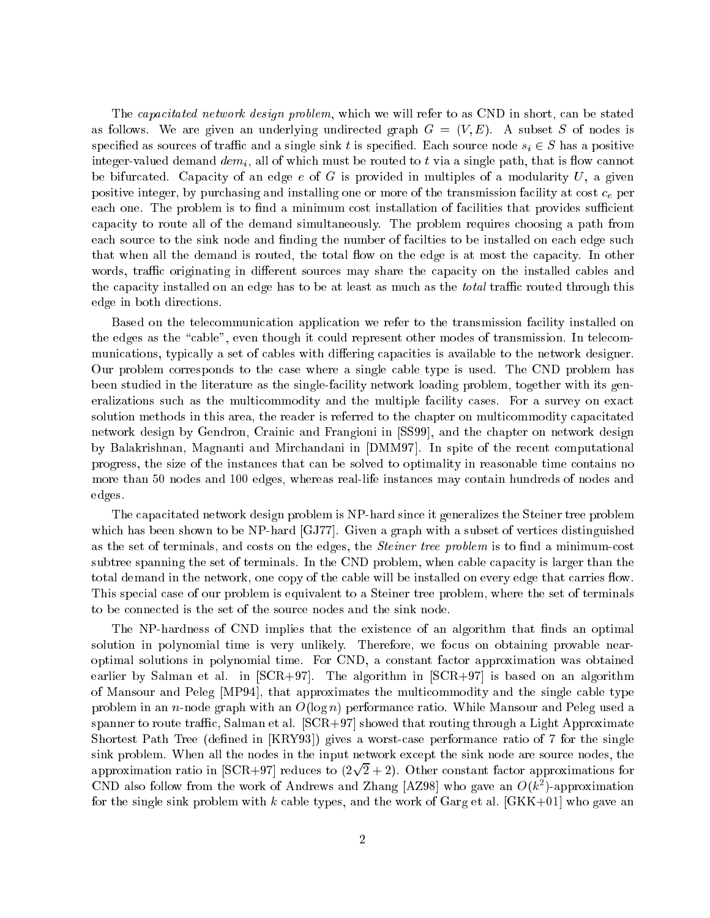The *capacitated network design problem*, which we will refer to as CND in short, can be stated as follows. We are given an underlying undirected graph $G = (V, E)$. A subset $S$ of nodes is specified as sources of traffic and a single sink $t$ is specified. Each source node $s_i \in S$ has a positive integer-valued demand $dem_i$, all of which must be routed to $t$ via a single path, that is flow cannot be bifurcated. Capacity of an edge $e$ of $G$ is provided in multiples of a modularity $U$, a given positive integer, by purchasing and installing one or more of the transmission facility at cost $c_e$ per each one. The problem is to find a minimum cost installation of facilities that provides sufficient capacity to route all of the demand simultaneously. The problem requires choosing a path from each source to the sink node and finding the number of facilties to be installed on each edge such that when all the demand is routed, the total flow on the edge is at most the capacity. In other words, traffic originating in different sources may share the capacity on the installed cables and the capacity installed on an edge has to be at least as much as the *total* traffic routed through this edge in both directions.

Based on the telecommunication application we refer to the transmission facility installed on the edges as the "cable", even though it could represent other modes of transmission. In telecommunications, typically a set of cables with differing capacities is available to the network designer. Our problem corresponds to the case where a single cable type is used. The CND problem has been studied in the literature as the single-facility network loading problem, together with its generalizations such as the multicommodity and the multiple facility cases. For a survey on exact solution methods in this area, the reader is referred to the chapter on multicommodity capacitated network design by Gendron, Crainic and Frangioni in [SS99], and the chapter on network design by Balakrishnan, Magnanti and Mirchandani in [DMM97]. In spite of the recent computational progress, the size of the instances that can be solved to optimality in reasonable time contains no more than 50 nodes and 100 edges, whereas real-life instances may contain hundreds of nodes and edges.

The capacitated network design problem is NP-hard since it generalizes the Steiner tree problem which has been shown to be NP-hard [GJ77]. Given a graph with a subset of vertices distinguished as the set of terminals, and costs on the edges, the *Steiner tree problem* is to find a minimum-cost subtree spanning the set of terminals. In the CND problem, when cable capacity is larger than the total demand in the network, one copy of the cable will be installed on every edge that carries flow. This special case of our problem is equivalent to a Steiner tree problem, where the set of terminals to be connected is the set of the source nodes and the sink node.

The NP-hardness of CND implies that the existence of an algorithm that finds an optimal solution in polynomial time is very unlikely. Therefore, we focus on obtaining provable near-optimal solutions in polynomial time. For CND, a constant factor approximation was obtained earlier by Salman et al. in [SCR+97]. The algorithm in [SCR+97] is based on an algorithm of Mansour and Peleg [MP94], that approximates the multicommodity and the single cable type problem in an $n$-node graph with an $O(\log n)$ performance ratio. While Mansour and Peleg used a spanner to route traffic, Salman et al. [SCR+97] showed that routing through a Light Approximate Shortest Path Tree (defined in [KRY93]) gives a worst-case performance ratio of 7 for the single sink problem. When all the nodes in the input network except the sink node are source nodes, the approximation ratio in [SCR+97] reduces to $(2\sqrt{2} + 2)$. Other constant factor approximations for CND also follow from the work of Andrews and Zhang [AZ98] who gave an $O(k^2)$-approximation for the single sink problem with $k$ cable types, and the work of Garg et al. [GKK+01] who gave an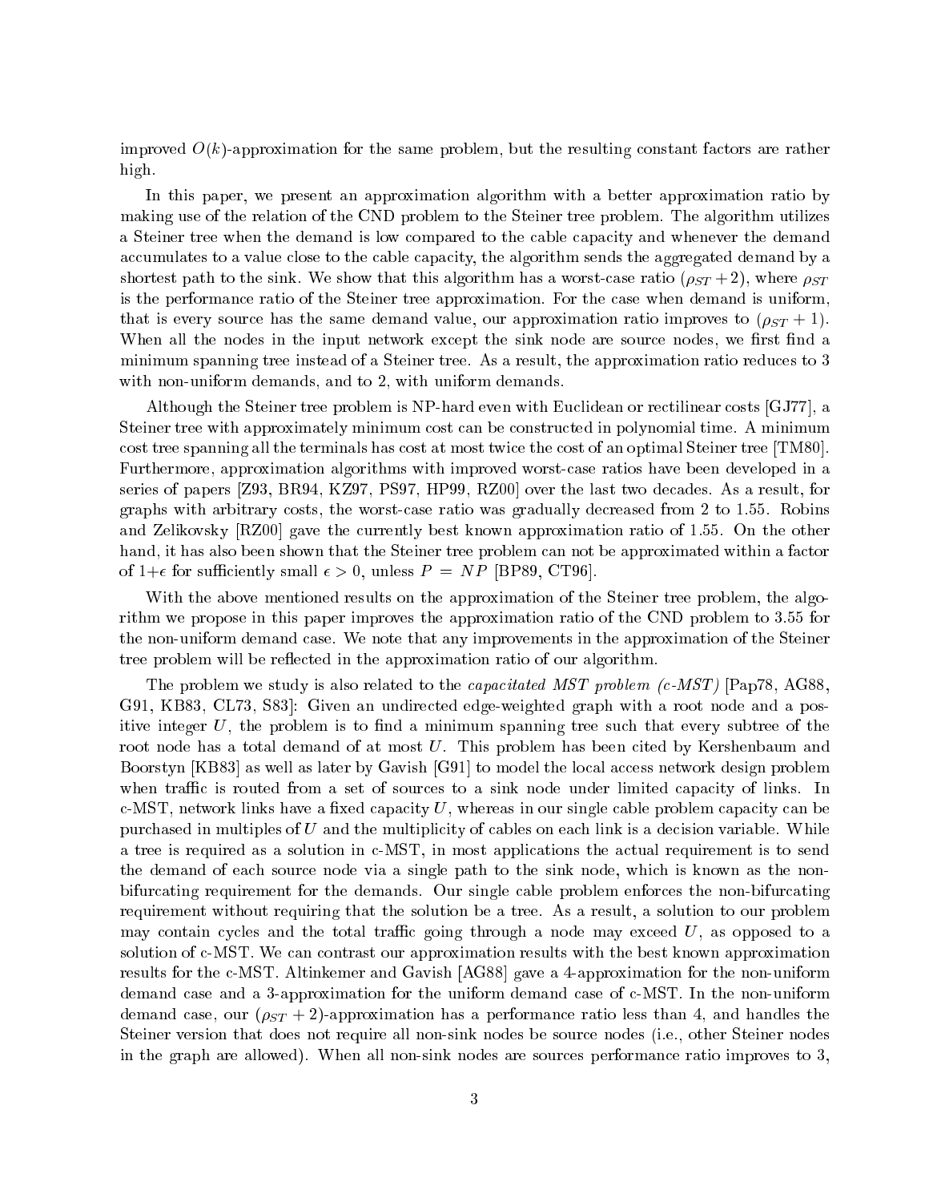improved $O(k)$-approximation for the same problem, but the resulting constant factors are rather high.

In this paper, we present an approximation algorithm with a better approximation ratio by making use of the relation of the CND problem to the Steiner tree problem. The algorithm utilizes a Steiner tree when the demand is low compared to the cable capacity and whenever the demand accumulates to a value close to the cable capacity, the algorithm sends the aggregated demand by a shortest path to the sink. We show that this algorithm has a worst-case ratio $(\rho_{ST}+2)$, where $\rho_{ST}$ is the performance ratio of the Steiner tree approximation. For the case when demand is uniform, that is every source has the same demand value, our approximation ratio improves to $(\rho_{ST}+1)$. When all the nodes in the input network except the sink node are source nodes, we first find a minimum spanning tree instead of a Steiner tree. As a result, the approximation ratio reduces to 3 with non-uniform demands, and to 2, with uniform demands.

Although the Steiner tree problem is NP-hard even with Euclidean or rectilinear costs [GJ77], a Steiner tree with approximately minimum cost can be constructed in polynomial time. A minimum cost tree spanning all the terminals has cost at most twice the cost of an optimal Steiner tree [TM80]. Furthermore, approximation algorithms with improved worst-case ratios have been developed in a series of papers [Z93, BR94, KZ97, PS97, HP99, RZ00] over the last two decades. As a result, for graphs with arbitrary costs, the worst-case ratio was gradually decreased from 2 to 1.55. Robins and Zelikovsky [RZ00] gave the currently best known approximation ratio of 1.55. On the other hand, it has also been shown that the Steiner tree problem can not be approximated within a factor of $1+\epsilon$ for sufficiently small $\epsilon > 0$, unless $P = NP$ [BP89, CT96].

With the above mentioned results on the approximation of the Steiner tree problem, the algorithm we propose in this paper improves the approximation ratio of the CND problem to 3.55 for the non-uniform demand case. We note that any improvements in the approximation of the Steiner tree problem will be reflected in the approximation ratio of our algorithm.

The problem we study is also related to the *capacitated MST problem (c-MST)* [Pap78, AG88, G91, KB83, CL73, S83]: Given an undirected edge-weighted graph with a root node and a positive integer $U$, the problem is to find a minimum spanning tree such that every subtree of the root node has a total demand of at most $U$. This problem has been cited by Kershenbaum and Boorstyn [KB83] as well as later by Gavish [G91] to model the local access network design problem when traffic is routed from a set of sources to a sink node under limited capacity of links. In c-MST, network links have a fixed capacity $U$, whereas in our single cable problem capacity can be purchased in multiples of $U$ and the multiplicity of cables on each link is a decision variable. While a tree is required as a solution in c-MST, in most applications the actual requirement is to send the demand of each source node via a single path to the sink node, which is known as the non-bifurcating requirement for the demands. Our single cable problem enforces the non-bifurcating requirement without requiring that the solution be a tree. As a result, a solution to our problem may contain cycles and the total traffic going through a node may exceed $U$, as opposed to a solution of c-MST. We can contrast our approximation results with the best known approximation results for the c-MST. Altinkemer and Gavish [AG88] gave a 4-approximation for the non-uniform demand case and a 3-approximation for the uniform demand case of c-MST. In the non-uniform demand case, our $(\rho_{ST}+2)$-approximation has a performance ratio less than 4, and handles the Steiner version that does not require all non-sink nodes be source nodes (i.e., other Steiner nodes in the graph are allowed). When all non-sink nodes are sources performance ratio improves to 3,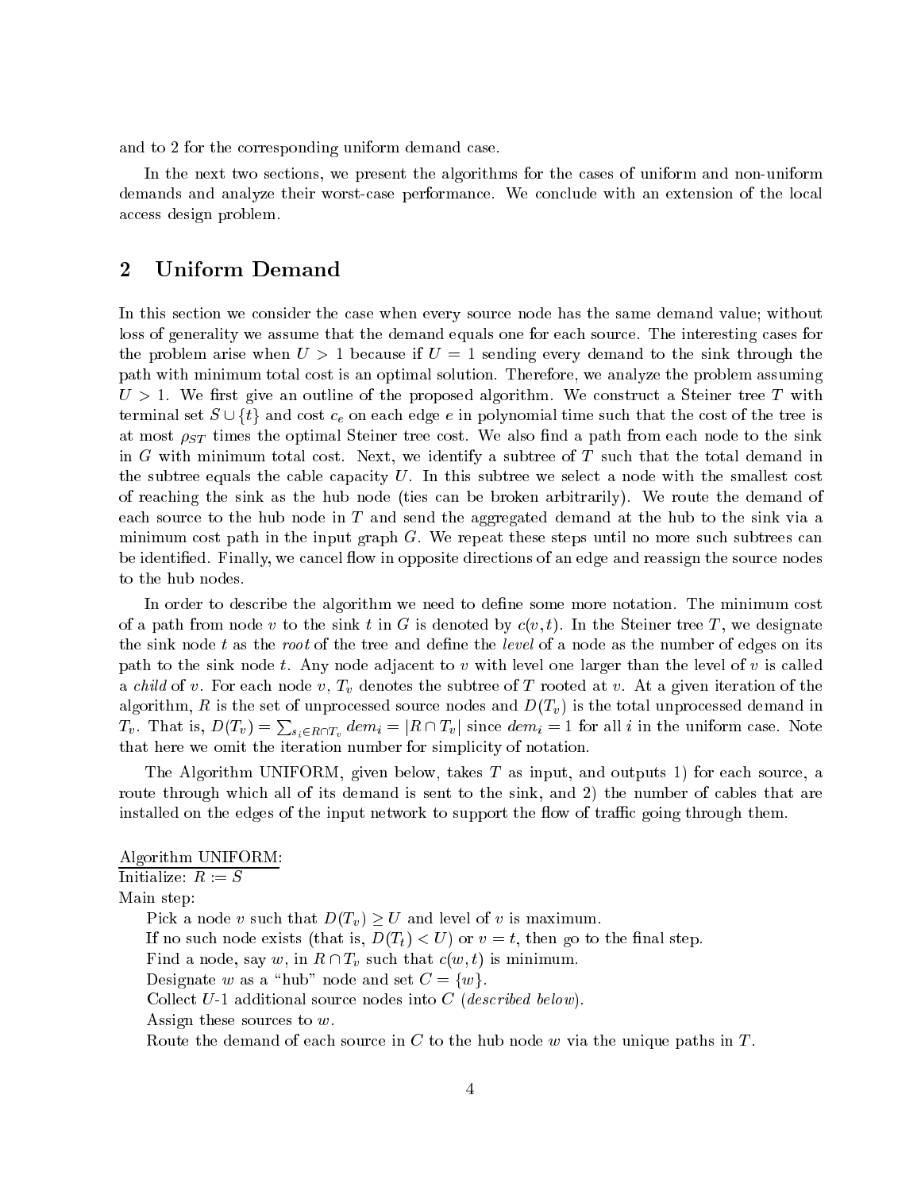and to 2 for the corresponding uniform demand case.

In the next two sections, we present the algorithms for the cases of uniform and non-uniform demands and analyze their worst-case performance. We conclude with an extension of the local access design problem.

## 2 Uniform Demand

In this section we consider the case when every source node has the same demand value; without loss of generality we assume that the demand equals one for each source. The interesting cases for the problem arise when $U > 1$ because if $U = 1$ sending every demand to the sink through the path with minimum total cost is an optimal solution. Therefore, we analyze the problem assuming $U > 1$. We first give an outline of the proposed algorithm. We construct a Steiner tree $T$ with terminal set $S \cup \{t\}$ and cost $c_e$ on each edge $e$ in polynomial time such that the cost of the tree is at most $\rho_{ST}$ times the optimal Steiner tree cost. We also find a path from each node to the sink in $G$ with minimum total cost. Next, we identify a subtree of $T$ such that the total demand in the subtree equals the cable capacity $U$. In this subtree we select a node with the smallest cost of reaching the sink as the hub node (ties can be broken arbitrarily). We route the demand of each source to the hub node in $T$ and send the aggregated demand at the hub to the sink via a minimum cost path in the input graph $G$. We repeat these steps until no more such subtrees can be identified. Finally, we cancel flow in opposite directions of an edge and reassign the source nodes to the hub nodes.

In order to describe the algorithm we need to define some more notation. The minimum cost of a path from node $v$ to the sink $t$ in $G$ is denoted by $c(v, t)$. In the Steiner tree $T$, we designate the sink node $t$ as the *root* of the tree and define the *level* of a node as the number of edges on its path to the sink node $t$. Any node adjacent to $v$ with level one larger than the level of $v$ is called a *child* of $v$. For each node $v$, $T_v$ denotes the subtree of $T$ rooted at $v$. At a given iteration of the algorithm, $R$ is the set of unprocessed source nodes and $D(T_v)$ is the total unprocessed demand in $T_v$. That is, $D(T_v) = \sum_{s_i \in R \cap T_v} dem_i = |R \cap T_v|$ since $dem_i = 1$ for all $i$ in the uniform case. Note that here we omit the iteration number for simplicity of notation.

The Algorithm UNIFORM, given below, takes $T$ as input, and outputs 1) for each source, a route through which all of its demand is sent to the sink, and 2) the number of cables that are installed on the edges of the input network to support the flow of traffic going through them.

Algorithm UNIFORM:
Initialize: $R := S$
Main step:
Pick a node $v$ such that $D(T_v) \geq U$ and level of $v$ is maximum.
If no such node exists (that is, $D(T_t) < U$) or $v = t$, then go to the final step.
Find a node, say $w$, in $R \cap T_v$ such that $c(w, t)$ is minimum.
Designate $w$ as a "hub" node and set $C = \{w\}$.
Collect $U$-1 additional source nodes into $C$ (*described below*).
Assign these sources to $w$.
Route the demand of each source in $C$ to the hub node $w$ via the unique paths in $T$.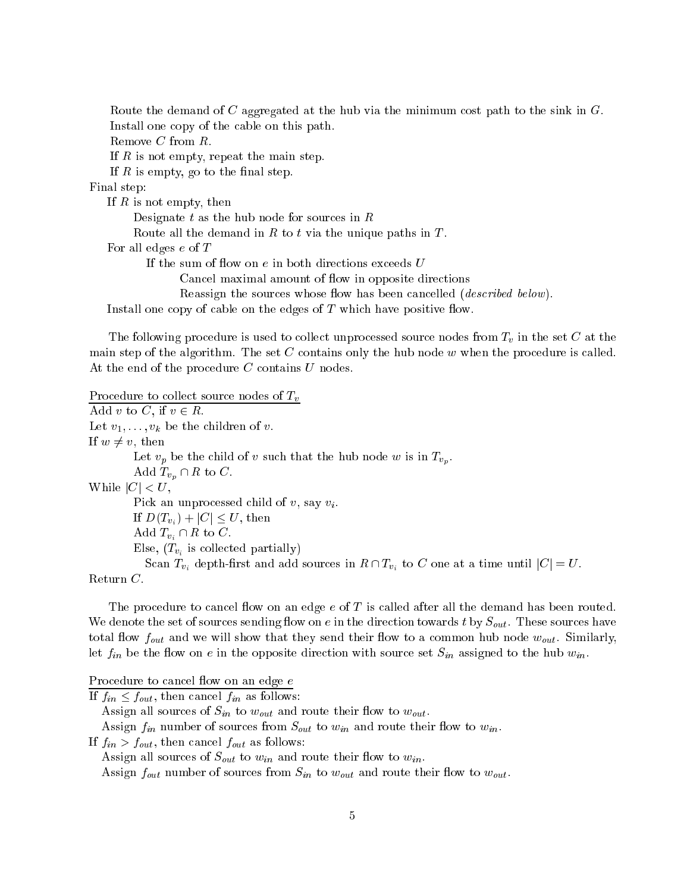Route the demand of $C$ aggregated at the hub via the minimum cost path to the sink in $G$.
Install one copy of the cable on this path.
Remove $C$ from $R$.
If $R$ is not empty, repeat the main step.
If $R$ is empty, go to the final step.

Final step:
  If $R$ is not empty, then
    Designate $t$ as the hub node for sources in $R$
    Route all the demand in $R$ to $t$ via the unique paths in $T$.
  For all edges $e$ of $T$
    If the sum of flow on $e$ in both directions exceeds $U$
      Cancel maximal amount of flow in opposite directions
      Reassign the sources whose flow has been cancelled (*described below*).
  Install one copy of cable on the edges of $T$ which have positive flow.

The following procedure is used to collect unprocessed source nodes from $T_v$ in the set $C$ at the main step of the algorithm. The set $C$ contains only the hub node $w$ when the procedure is called. At the end of the procedure $C$ contains $U$ nodes.

<u>Procedure to collect source nodes of $T_v$</u>

Add $v$ to $C$, if $v \in R$.
Let $v_1, \ldots, v_k$ be the children of $v$.
If $w \neq v$, then
  Let $v_p$ be the child of $v$ such that the hub node $w$ is in $T_{v_p}$.
  Add $T_{v_p} \cap R$ to $C$.
While $|C| < U$,
  Pick an unprocessed child of $v$, say $v_i$.
  If $D(T_{v_i}) + |C| \leq U$, then
  Add $T_{v_i} \cap R$ to $C$.
  Else, ($T_{v_i}$ is collected partially)
    Scan $T_{v_i}$ depth-first and add sources in $R \cap T_{v_i}$ to $C$ one at a time until $|C| = U$.
Return $C$.

The procedure to cancel flow on an edge $e$ of $T$ is called after all the demand has been routed. We denote the set of sources sending flow on $e$ in the direction towards $t$ by $S_{out}$. These sources have total flow $f_{out}$ and we will show that they send their flow to a common hub node $w_{out}$. Similarly, let $f_{in}$ be the flow on $e$ in the opposite direction with source set $S_{in}$ assigned to the hub $w_{in}$.

<u>Procedure to cancel flow on an edge $e$</u>

If $f_{in} \leq f_{out}$, then cancel $f_{in}$ as follows:
  Assign all sources of $S_{in}$ to $w_{out}$ and route their flow to $w_{out}$.
  Assign $f_{in}$ number of sources from $S_{out}$ to $w_{in}$ and route their flow to $w_{in}$.
If $f_{in} > f_{out}$, then cancel $f_{out}$ as follows:
  Assign all sources of $S_{out}$ to $w_{in}$ and route their flow to $w_{in}$.
  Assign $f_{out}$ number of sources from $S_{in}$ to $w_{out}$ and route their flow to $w_{out}$.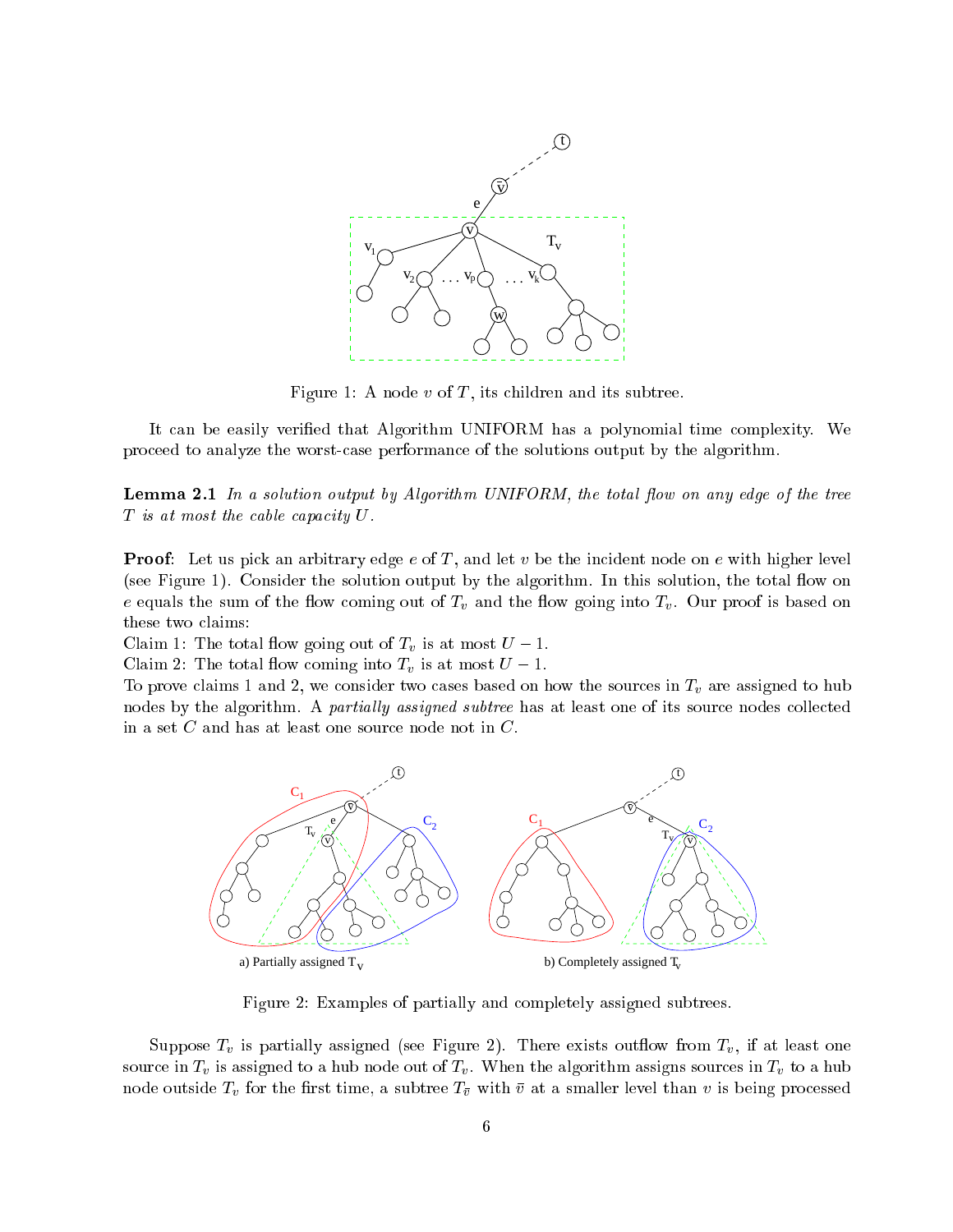Figure 1: A node $v$ of $T$, its children and its subtree.

It can be easily verified that Algorithm UNIFORM has a polynomial time complexity. We proceed to analyze the worst-case performance of the solutions output by the algorithm.

**Lemma 2.1** *In a solution output by Algorithm UNIFORM, the total flow on any edge of the tree $T$ is at most the cable capacity $U$.*

**Proof**: Let us pick an arbitrary edge $e$ of $T$, and let $v$ be the incident node on $e$ with higher level (see Figure 1). Consider the solution output by the algorithm. In this solution, the total flow on $e$ equals the sum of the flow coming out of $T_v$ and the flow going into $T_v$. Our proof is based on these two claims:

Claim 1: The total flow going out of $T_v$ is at most $U - 1$.

Claim 2: The total flow coming into $T_v$ is at most $U - 1$.

To prove claims 1 and 2, we consider two cases based on how the sources in $T_v$ are assigned to hub nodes by the algorithm. A *partially assigned subtree* has at least one of its source nodes collected in a set $C$ and has at least one source node not in $C$.

a) Partially assigned $T_v$

b) Completely assigned $T_v$

Figure 2: Examples of partially and completely assigned subtrees.

Suppose $T_v$ is partially assigned (see Figure 2). There exists outflow from $T_v$, if at least one source in $T_v$ is assigned to a hub node out of $T_v$. When the algorithm assigns sources in $T_v$ to a hub node outside $T_v$ for the first time, a subtree $T_{\bar{v}}$ with $\bar{v}$ at a smaller level than $v$ is being processed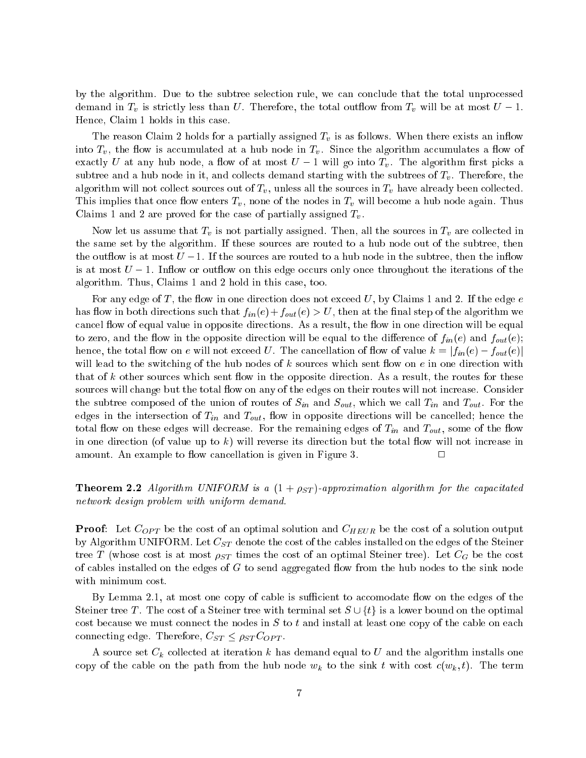by the algorithm. Due to the subtree selection rule, we can conclude that the total unprocessed demand in $T_v$ is strictly less than $U$. Therefore, the total outflow from $T_v$ will be at most $U - 1$. Hence, Claim 1 holds in this case.

The reason Claim 2 holds for a partially assigned $T_v$ is as follows. When there exists an inflow into $T_v$, the flow is accumulated at a hub node in $T_v$. Since the algorithm accumulates a flow of exactly $U$ at any hub node, a flow of at most $U - 1$ will go into $T_v$. The algorithm first picks a subtree and a hub node in it, and collects demand starting with the subtrees of $T_v$. Therefore, the algorithm will not collect sources out of $T_v$, unless all the sources in $T_v$ have already been collected. This implies that once flow enters $T_v$, none of the nodes in $T_v$ will become a hub node again. Thus Claims 1 and 2 are proved for the case of partially assigned $T_v$.

Now let us assume that $T_v$ is not partially assigned. Then, all the sources in $T_v$ are collected in the same set by the algorithm. If these sources are routed to a hub node out of the subtree, then the outflow is at most $U - 1$. If the sources are routed to a hub node in the subtree, then the inflow is at most $U - 1$. Inflow or outflow on this edge occurs only once throughout the iterations of the algorithm. Thus, Claims 1 and 2 hold in this case, too.

For any edge of $T$, the flow in one direction does not exceed $U$, by Claims 1 and 2. If the edge $e$ has flow in both directions such that $f_{in}(e) + f_{out}(e) > U$, then at the final step of the algorithm we cancel flow of equal value in opposite directions. As a result, the flow in one direction will be equal to zero, and the flow in the opposite direction will be equal to the difference of $f_{in}(e)$ and $f_{out}(e)$; hence, the total flow on $e$ will not exceed $U$. The cancellation of flow of value $k = |f_{in}(e) - f_{out}(e)|$ will lead to the switching of the hub nodes of $k$ sources which sent flow on $e$ in one direction with that of $k$ other sources which sent flow in the opposite direction. As a result, the routes for these sources will change but the total flow on any of the edges on their routes will not increase. Consider the subtree composed of the union of routes of $S_{in}$ and $S_{out}$, which we call $T_{in}$ and $T_{out}$. For the edges in the intersection of $T_{in}$ and $T_{out}$, flow in opposite directions will be cancelled; hence the total flow on these edges will decrease. For the remaining edges of $T_{in}$ and $T_{out}$, some of the flow in one direction (of value up to $k$) will reverse its direction but the total flow will not increase in amount. An example to flow cancellation is given in Figure 3. $\square$

**Theorem 2.2** *Algorithm UNIFORM is a $(1 + \rho_{ST})$-approximation algorithm for the capacitated network design problem with uniform demand.*

**Proof**: Let $C_{OPT}$ be the cost of an optimal solution and $C_{HEUR}$ be the cost of a solution output by Algorithm UNIFORM. Let $C_{ST}$ denote the cost of the cables installed on the edges of the Steiner tree $T$ (whose cost is at most $\rho_{ST}$ times the cost of an optimal Steiner tree). Let $C_G$ be the cost of cables installed on the edges of $G$ to send aggregated flow from the hub nodes to the sink node with minimum cost.

By Lemma 2.1, at most one copy of cable is sufficient to accomodate flow on the edges of the Steiner tree $T$. The cost of a Steiner tree with terminal set $S \cup \{t\}$ is a lower bound on the optimal cost because we must connect the nodes in $S$ to $t$ and install at least one copy of the cable on each connecting edge. Therefore, $C_{ST} \leq \rho_{ST} C_{OPT}$.

A source set $C_k$ collected at iteration $k$ has demand equal to $U$ and the algorithm installs one copy of the cable on the path from the hub node $w_k$ to the sink $t$ with cost $c(w_k, t)$. The term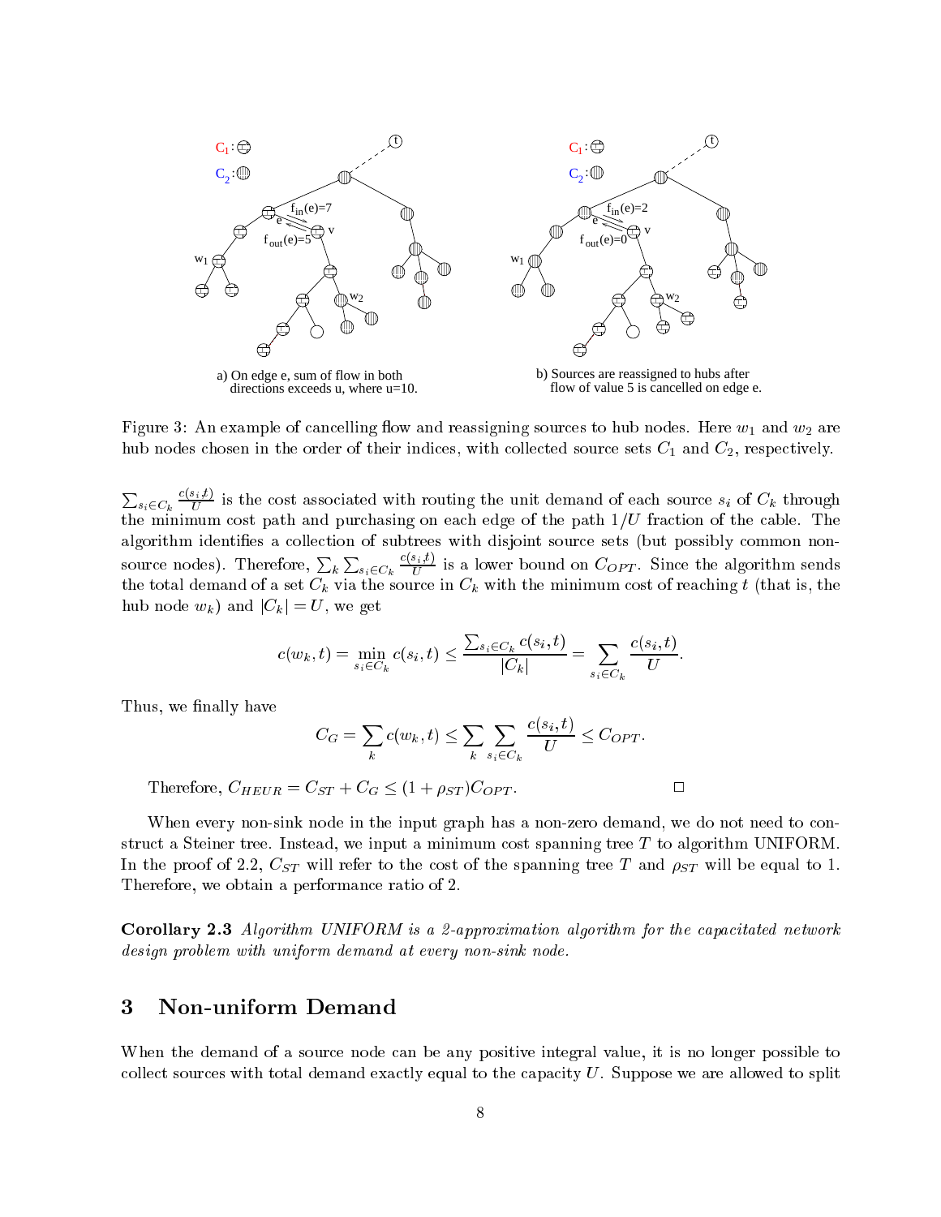C₁: C₂: fin(e)=7 e v fout(e)=5 w1 w2 t

C₁: C₂: fin(e)=2 e v fout(e)=0 w1 w2 t

a) On edge e, sum of flow in both directions exceeds u, where u=10.

b) Sources are reassigned to hubs after flow of value 5 is cancelled on edge e.

Figure 3: An example of cancelling flow and reassigning sources to hub nodes. Here $w_1$ and $w_2$ are hub nodes chosen in the order of their indices, with collected source sets $C_1$ and $C_2$, respectively.

$\sum_{s_i \in C_k} \frac{c(s_i,t)}{U}$ is the cost associated with routing the unit demand of each source $s_i$ of $C_k$ through the minimum cost path and purchasing on each edge of the path $1/U$ fraction of the cable. The algorithm identifies a collection of subtrees with disjoint source sets (but possibly common non-source nodes). Therefore, $\sum_k \sum_{s_i \in C_k} \frac{c(s_i,t)}{U}$ is a lower bound on $C_{OPT}$. Since the algorithm sends the total demand of a set $C_k$ via the source in $C_k$ with the minimum cost of reaching $t$ (that is, the hub node $w_k$) and $|C_k| = U$, we get

$$c(w_k,t) = \min_{s_i \in C_k} c(s_i,t) \leq \frac{\sum_{s_i \in C_k} c(s_i,t)}{|C_k|} = \sum_{s_i \in C_k} \frac{c(s_i,t)}{U}.$$

Thus, we finally have

$$C_G = \sum_k c(w_k,t) \leq \sum_k \sum_{s_i \in C_k} \frac{c(s_i,t)}{U} \leq C_{OPT}.$$

Therefore, $C_{HEUR} = C_{ST} + C_G \leq (1 + \rho_{ST}) C_{OPT}$. □

When every non-sink node in the input graph has a non-zero demand, we do not need to construct a Steiner tree. Instead, we input a minimum cost spanning tree $T$ to algorithm UNIFORM. In the proof of 2.2, $C_{ST}$ will refer to the cost of the spanning tree $T$ and $\rho_{ST}$ will be equal to 1. Therefore, we obtain a performance ratio of 2.

**Corollary 2.3** *Algorithm UNIFORM is a 2-approximation algorithm for the capacitated network design problem with uniform demand at every non-sink node.*

## 3 Non-uniform Demand

When the demand of a source node can be any positive integral value, it is no longer possible to collect sources with total demand exactly equal to the capacity $U$. Suppose we are allowed to split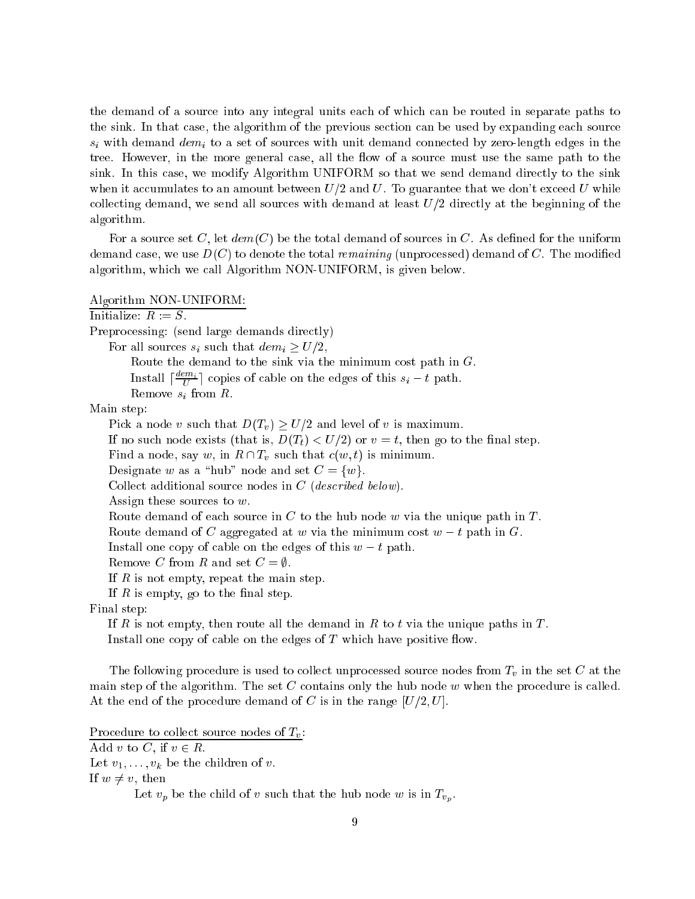the demand of a source into any integral units each of which can be routed in separate paths to the sink. In that case, the algorithm of the previous section can be used by expanding each source $s_i$ with demand $dem_i$ to a set of sources with unit demand connected by zero-length edges in the tree. However, in the more general case, all the flow of a source must use the same path to the sink. In this case, we modify Algorithm UNIFORM so that we send demand directly to the sink when it accumulates to an amount between $U/2$ and $U$. To guarantee that we don't exceed $U$ while collecting demand, we send all sources with demand at least $U/2$ directly at the beginning of the algorithm.

For a source set $C$, let $dem(C)$ be the total demand of sources in $C$. As defined for the uniform demand case, we use $D(C)$ to denote the total *remaining* (unprocessed) demand of $C$. The modified algorithm, which we call Algorithm NON-UNIFORM, is given below.

Algorithm NON-UNIFORM:

Initialize: $R := S$.

Preprocessing: (send large demands directly)

For all sources $s_i$ such that $dem_i \geq U/2$,

Route the demand to the sink via the minimum cost path in $G$.

Install $\lceil \frac{dem_i}{U} \rceil$ copies of cable on the edges of this $s_i - t$ path.

Remove $s_i$ from $R$.

Main step:

Pick a node $v$ such that $D(T_v) \geq U/2$ and level of $v$ is maximum.

If no such node exists (that is, $D(T_t) < U/2$) or $v = t$, then go to the final step.

Find a node, say $w$, in $R \cap T_v$ such that $c(w, t)$ is minimum.

Designate $w$ as a "hub" node and set $C = \{w\}$.

Collect additional source nodes in $C$ (*described below*).

Assign these sources to $w$.

Route demand of each source in $C$ to the hub node $w$ via the unique path in $T$.

Route demand of $C$ aggregated at $w$ via the minimum cost $w - t$ path in $G$.

Install one copy of cable on the edges of this $w - t$ path.

Remove $C$ from $R$ and set $C = \emptyset$.

If $R$ is not empty, repeat the main step.

If $R$ is empty, go to the final step.

Final step:

If $R$ is not empty, then route all the demand in $R$ to $t$ via the unique paths in $T$.

Install one copy of cable on the edges of $T$ which have positive flow.

The following procedure is used to collect unprocessed source nodes from $T_v$ in the set $C$ at the main step of the algorithm. The set $C$ contains only the hub node $w$ when the procedure is called. At the end of the procedure demand of $C$ is in the range $[U/2, U]$.

Procedure to collect source nodes of $T_v$:

Add $v$ to $C$, if $v \in R$.

Let $v_1, \ldots, v_k$ be the children of $v$.

If $w \neq v$, then

Let $v_p$ be the child of $v$ such that the hub node $w$ is in $T_{v_p}$.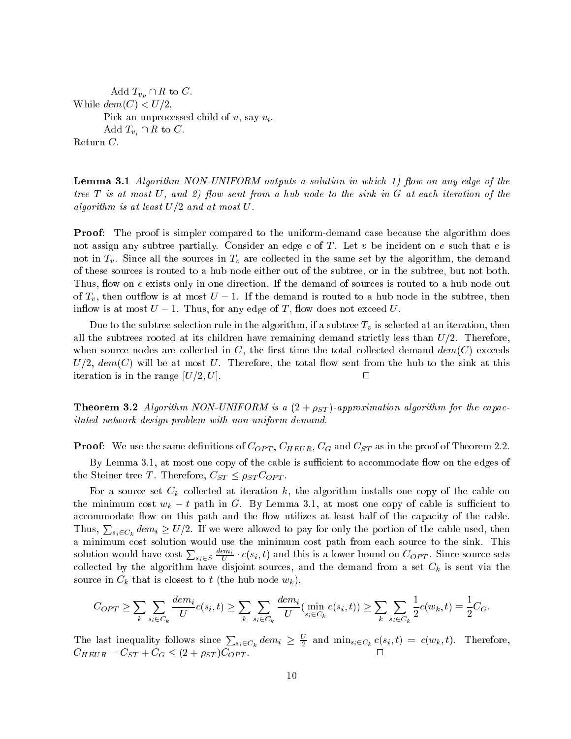Add $T_{v_p} \cap R$ to $C$.
While $dem(C) < U/2$,
Pick an unprocessed child of $v$, say $v_i$.
Add $T_{v_i} \cap R$ to $C$.
Return $C$.

**Lemma 3.1** *Algorithm NON-UNIFORM outputs a solution in which 1) flow on any edge of the tree $T$ is at most $U$, and 2) flow sent from a hub node to the sink in $G$ at each iteration of the algorithm is at least $U/2$ and at most $U$.*

**Proof**: The proof is simpler compared to the uniform-demand case because the algorithm does not assign any subtree partially. Consider an edge $e$ of $T$. Let $v$ be incident on $e$ such that $e$ is not in $T_v$. Since all the sources in $T_v$ are collected in the same set by the algorithm, the demand of these sources is routed to a hub node either out of the subtree, or in the subtree, but not both. Thus, flow on $e$ exists only in one direction. If the demand of sources is routed to a hub node out of $T_v$, then outflow is at most $U - 1$. If the demand is routed to a hub node in the subtree, then inflow is at most $U - 1$. Thus, for any edge of $T$, flow does not exceed $U$.

Due to the subtree selection rule in the algorithm, if a subtree $T_v$ is selected at an iteration, then all the subtrees rooted at its children have remaining demand strictly less than $U/2$. Therefore, when source nodes are collected in $C$, the first time the total collected demand $dem(C)$ exceeds $U/2$, $dem(C)$ will be at most $U$. Therefore, the total flow sent from the hub to the sink at this iteration is in the range $[U/2, U]$. □

**Theorem 3.2** *Algorithm NON-UNIFORM is a $(2 + \rho_{ST})$-approximation algorithm for the capacitated network design problem with non-uniform demand.*

**Proof**: We use the same definitions of $C_{OPT}$, $C_{HEUR}$, $C_G$ and $C_{ST}$ as in the proof of Theorem 2.2.

By Lemma 3.1, at most one copy of the cable is sufficient to accommodate flow on the edges of the Steiner tree $T$. Therefore, $C_{ST} \leq \rho_{ST} C_{OPT}$.

For a source set $C_k$ collected at iteration $k$, the algorithm installs one copy of the cable on the minimum cost $w_k - t$ path in $G$. By Lemma 3.1, at most one copy of cable is sufficient to accommodate flow on this path and the flow utilizes at least half of the capacity of the cable. Thus, $\sum_{s_i \in C_k} dem_i \geq U/2$. If we were allowed to pay for only the portion of the cable used, then a minimum cost solution would use the minimum cost path from each source to the sink. This solution would have cost $\sum_{s_i \in S} \frac{dem_i}{U} \cdot c(s_i, t)$ and this is a lower bound on $C_{OPT}$. Since source sets collected by the algorithm have disjoint sources, and the demand from a set $C_k$ is sent via the source in $C_k$ that is closest to $t$ (the hub node $w_k$),

$$C_{OPT} \geq \sum_k \sum_{s_i \in C_k} \frac{dem_i}{U} c(s_i, t) \geq \sum_k \sum_{s_i \in C_k} \frac{dem_i}{U} (\min_{s_i \in C_k} c(s_i, t)) \geq \sum_k \sum_{s_i \in C_k} \frac{1}{2} c(w_k, t) = \frac{1}{2} C_G.$$

The last inequality follows since $\sum_{s_i \in C_k} dem_i \geq \frac{U}{2}$ and $\min_{s_i \in C_k} c(s_i, t) = c(w_k, t)$. Therefore, $C_{HEUR} = C_{ST} + C_G \leq (2 + \rho_{ST}) C_{OPT}$. □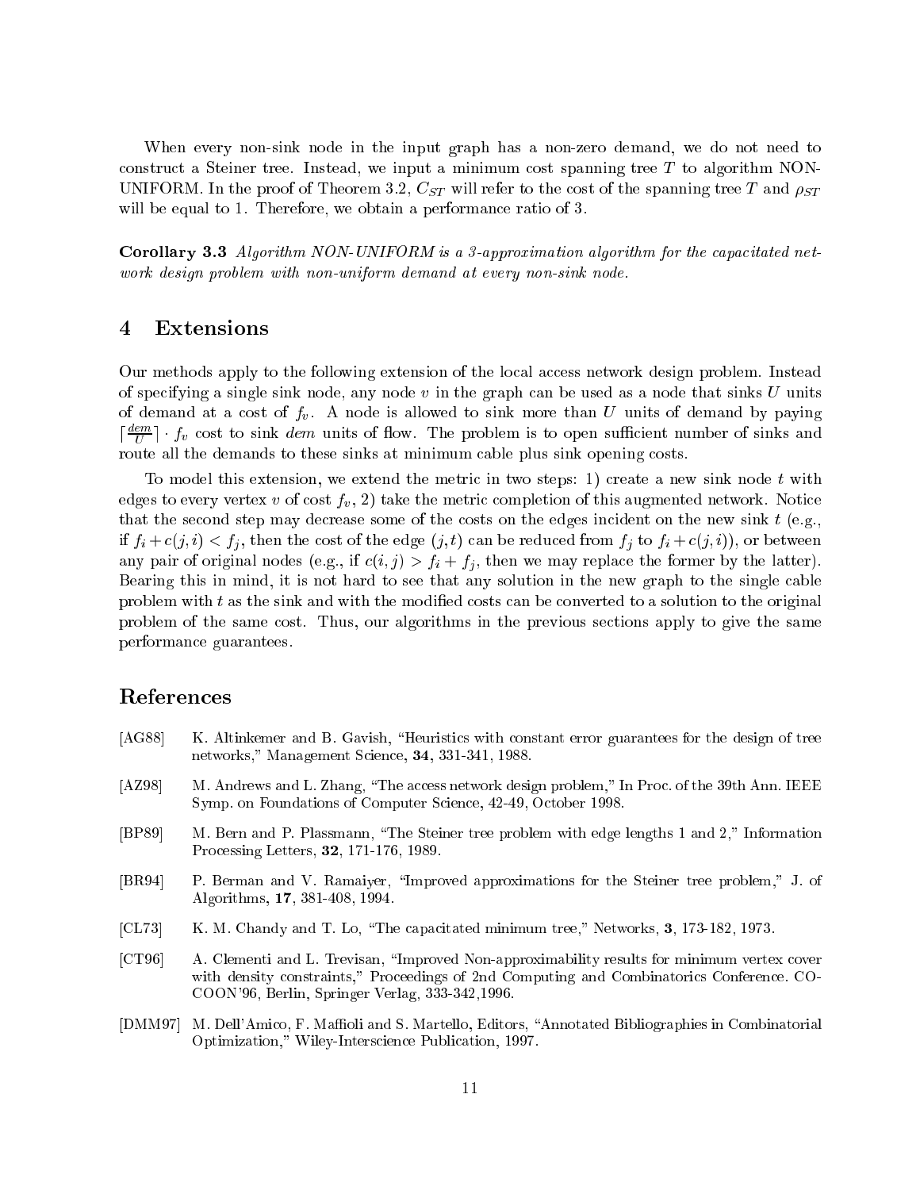When every non-sink node in the input graph has a non-zero demand, we do not need to construct a Steiner tree. Instead, we input a minimum cost spanning tree $T$ to algorithm NON-UNIFORM. In the proof of Theorem 3.2, $C_{ST}$ will refer to the cost of the spanning tree $T$ and $\rho_{ST}$ will be equal to 1. Therefore, we obtain a performance ratio of 3.

**Corollary 3.3** *Algorithm NON-UNIFORM is a 3-approximation algorithm for the capacitated network design problem with non-uniform demand at every non-sink node.*

## 4 Extensions

Our methods apply to the following extension of the local access network design problem. Instead of specifying a single sink node, any node $v$ in the graph can be used as a node that sinks $U$ units of demand at a cost of $f_v$. A node is allowed to sink more than $U$ units of demand by paying $\lceil \frac{dem}{U} \rceil \cdot f_v$ cost to sink *dem* units of flow. The problem is to open sufficient number of sinks and route all the demands to these sinks at minimum cable plus sink opening costs.

To model this extension, we extend the metric in two steps: 1) create a new sink node $t$ with edges to every vertex $v$ of cost $f_v$, 2) take the metric completion of this augmented network. Notice that the second step may decrease some of the costs on the edges incident on the new sink $t$ (e.g., if $f_i + c(j,i) < f_j$, then the cost of the edge $(j,t)$ can be reduced from $f_j$ to $f_i + c(j,i)$), or between any pair of original nodes (e.g., if $c(i,j) > f_i + f_j$, then we may replace the former by the latter). Bearing this in mind, it is not hard to see that any solution in the new graph to the single cable problem with $t$ as the sink and with the modified costs can be converted to a solution to the original problem of the same cost. Thus, our algorithms in the previous sections apply to give the same performance guarantees.

## References

[AG88] K. Altinkemer and B. Gavish, "Heuristics with constant error guarantees for the design of tree networks," Management Science, **34**, 331-341, 1988.

[AZ98] M. Andrews and L. Zhang, "The access network design problem," In Proc. of the 39th Ann. IEEE Symp. on Foundations of Computer Science, 42-49, October 1998.

[BP89] M. Bern and P. Plassmann, "The Steiner tree problem with edge lengths 1 and 2," Information Processing Letters, **32**, 171-176, 1989.

[BR94] P. Berman and V. Ramaiyer, "Improved approximations for the Steiner tree problem," J. of Algorithms, **17**, 381-408, 1994.

[CL73] K. M. Chandy and T. Lo, "The capacitated minimum tree," Networks, **3**, 173-182, 1973.

[CT96] A. Clementi and L. Trevisan, "Improved Non-approximability results for minimum vertex cover with density constraints," Proceedings of 2nd Computing and Combinatorics Conference. COCOON'96, Berlin, Springer Verlag, 333-342,1996.

[DMM97] M. Dell'Amico, F. Maffioli and S. Martello, Editors, "Annotated Bibliographies in Combinatorial Optimization," Wiley-Interscience Publication, 1997.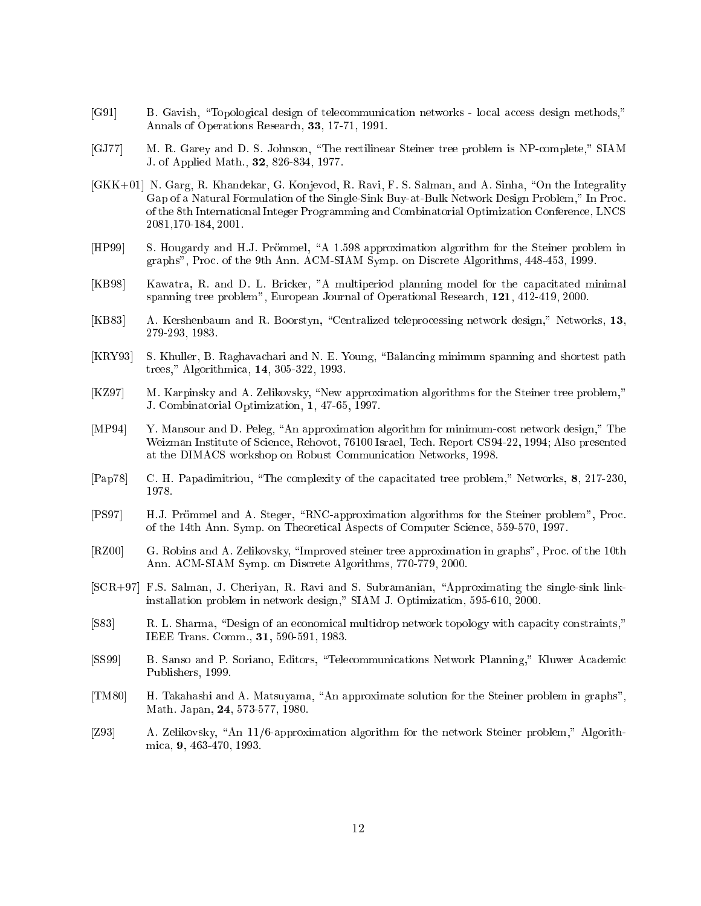[G91] B. Gavish, "Topological design of telecommunication networks - local access design methods," Annals of Operations Research, **33**, 17-71, 1991.

[GJ77] M. R. Garey and D. S. Johnson, "The rectilinear Steiner tree problem is NP-complete," SIAM J. of Applied Math., **32**, 826-834, 1977.

[GKK+01] N. Garg, R. Khandekar, G. Konjevod, R. Ravi, F. S. Salman, and A. Sinha, "On the Integrality Gap of a Natural Formulation of the Single-Sink Buy-at-Bulk Network Design Problem," In Proc. of the 8th International Integer Programming and Combinatorial Optimization Conference, LNCS 2081,170-184, 2001.

[HP99] S. Hougardy and H.J. Prömmel, "A 1.598 approximation algorithm for the Steiner problem in graphs", Proc. of the 9th Ann. ACM-SIAM Symp. on Discrete Algorithms, 448-453, 1999.

[KB98] Kawatra, R. and D. L. Bricker, "A multiperiod planning model for the capacitated minimal spanning tree problem", European Journal of Operational Research, **121**, 412-419, 2000.

[KB83] A. Kershenbaum and R. Boorstyn, "Centralized teleprocessing network design," Networks, **13**, 279-293, 1983.

[KRY93] S. Khuller, B. Raghavachari and N. E. Young, "Balancing minimum spanning and shortest path trees," Algorithmica, **14**, 305-322, 1993.

[KZ97] M. Karpinsky and A. Zelikovsky, "New approximation algorithms for the Steiner tree problem," J. Combinatorial Optimization, **1**, 47-65, 1997.

[MP94] Y. Mansour and D. Peleg, "An approximation algorithm for minimum-cost network design," The Weizman Institute of Science, Rehovot, 76100 Israel, Tech. Report CS94-22, 1994; Also presented at the DIMACS workshop on Robust Communication Networks, 1998.

[Pap78] C. H. Papadimitriou, "The complexity of the capacitated tree problem," Networks, **8**, 217-230, 1978.

[PS97] H.J. Prömmel and A. Steger, "RNC-approximation algorithms for the Steiner problem", Proc. of the 14th Ann. Symp. on Theoretical Aspects of Computer Science, 559-570, 1997.

[RZ00] G. Robins and A. Zelikovsky, "Improved steiner tree approximation in graphs", Proc. of the 10th Ann. ACM-SIAM Symp. on Discrete Algorithms, 770-779, 2000.

[SCR+97] F.S. Salman, J. Cheriyan, R. Ravi and S. Subramanian, "Approximating the single-sink link-installation problem in network design," SIAM J. Optimization, 595-610, 2000.

[S83] R. L. Sharma, "Design of an economical multidrop network topology with capacity constraints," IEEE Trans. Comm., **31**, 590-591, 1983.

[SS99] B. Sanso and P. Soriano, Editors, "Telecommunications Network Planning," Kluwer Academic Publishers, 1999.

[TM80] H. Takahashi and A. Matsuyama, "An approximate solution for the Steiner problem in graphs", Math. Japan, **24**, 573-577, 1980.

[Z93] A. Zelikovsky, "An 11/6-approximation algorithm for the network Steiner problem," Algorithmica, **9**, 463-470, 1993.